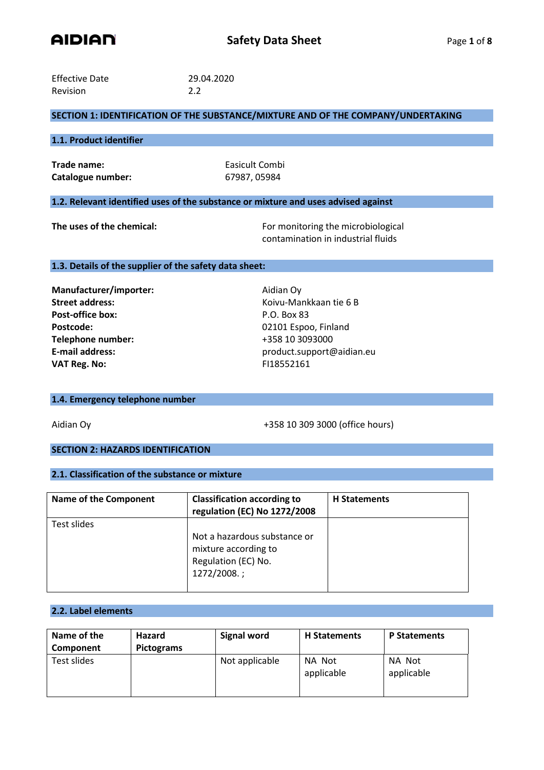**AIDIAN** | **Safety Data Sheet**

Effective Date 29.04.2020
Revision 2.2

## SECTION 1: IDENTIFICATION OF THE SUBSTANCE/MIXTURE AND OF THE COMPANY/UNDERTAKING

### 1.1. Product identifier

**Trade name:** Easicult Combi
**Catalogue number:** 67987, 05984

### 1.2. Relevant identified uses of the substance or mixture and uses advised against

**The uses of the chemical:** For monitoring the microbiological contamination in industrial fluids

### 1.3. Details of the supplier of the safety data sheet:

**Manufacturer/importer:** Aidian Oy
**Street address:** Koivu-Mankkaan tie 6 B
**Post-office box:** P.O. Box 83
**Postcode:** 02101 Espoo, Finland
**Telephone number:** +358 10 3093000
**E-mail address:** product.support@aidian.eu
**VAT Reg. No:** FI18552161

### 1.4. Emergency telephone number

Aidian Oy +358 10 309 3000 (office hours)

## SECTION 2: HAZARDS IDENTIFICATION

### 2.1. Classification of the substance or mixture

| Name of the Component | Classification according to regulation (EC) No 1272/2008 | H Statements |
|---|---|---|
| Test slides | Not a hazardous substance or mixture according to Regulation (EC) No. 1272/2008. ; | |

### 2.2. Label elements

| Name of the Component | Hazard Pictograms | Signal word | H Statements | P Statements |
|---|---|---|---|---|
| Test slides | | Not applicable | NA Not applicable | NA Not applicable |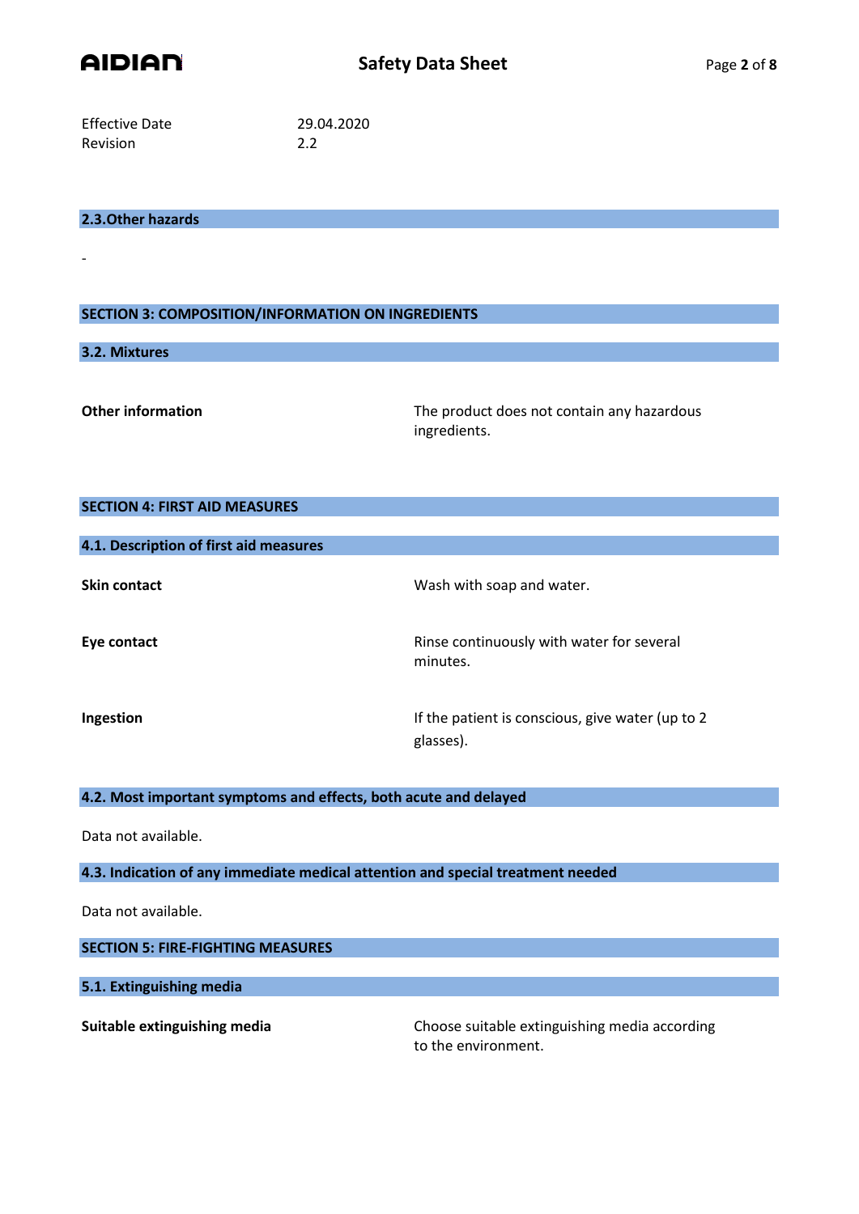| | |
|---|---|
| Effective Date | 29.04.2020 |
| Revision | 2.2 |

### 2.3.Other hazards

-

## SECTION 3: COMPOSITION/INFORMATION ON INGREDIENTS

### 3.2. Mixtures

**Other information** — The product does not contain any hazardous ingredients.

## SECTION 4: FIRST AID MEASURES

### 4.1. Description of first aid measures

**Skin contact** — Wash with soap and water.

**Eye contact** — Rinse continuously with water for several minutes.

**Ingestion** — If the patient is conscious, give water (up to 2 glasses).

### 4.2. Most important symptoms and effects, both acute and delayed

Data not available.

### 4.3. Indication of any immediate medical attention and special treatment needed

Data not available.

## SECTION 5: FIRE-FIGHTING MEASURES

### 5.1. Extinguishing media

**Suitable extinguishing media** — Choose suitable extinguishing media according to the environment.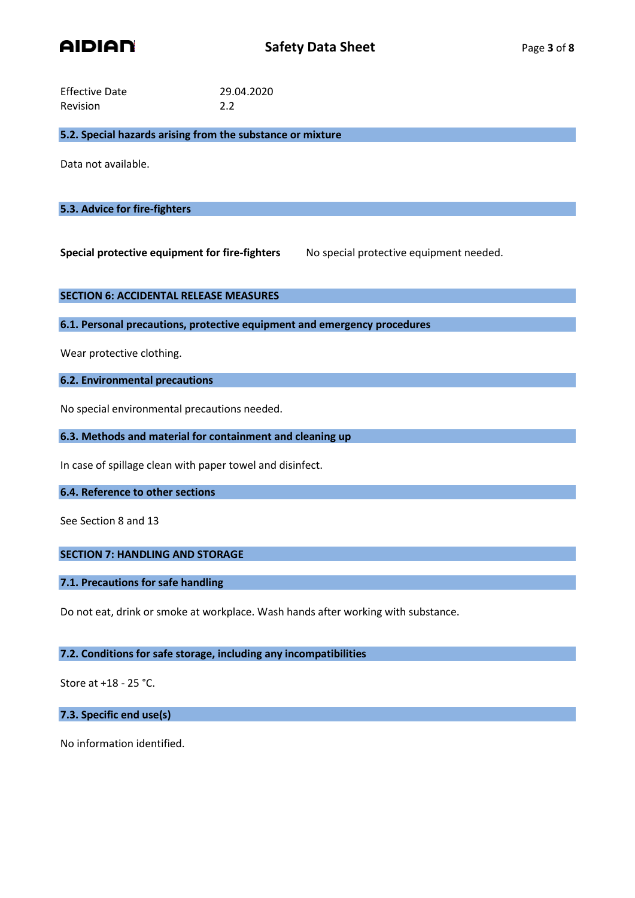| | |
|---|---|
| Effective Date | 29.04.2020 |
| Revision | 2.2 |

### 5.2. Special hazards arising from the substance or mixture

Data not available.

### 5.3. Advice for fire-fighters

**Special protective equipment for fire-fighters** No special protective equipment needed.

## SECTION 6: ACCIDENTAL RELEASE MEASURES

### 6.1. Personal precautions, protective equipment and emergency procedures

Wear protective clothing.

### 6.2. Environmental precautions

No special environmental precautions needed.

### 6.3. Methods and material for containment and cleaning up

In case of spillage clean with paper towel and disinfect.

### 6.4. Reference to other sections

See Section 8 and 13

## SECTION 7: HANDLING AND STORAGE

### 7.1. Precautions for safe handling

Do not eat, drink or smoke at workplace. Wash hands after working with substance.

### 7.2. Conditions for safe storage, including any incompatibilities

Store at +18 - 25 °C.

### 7.3. Specific end use(s)

No information identified.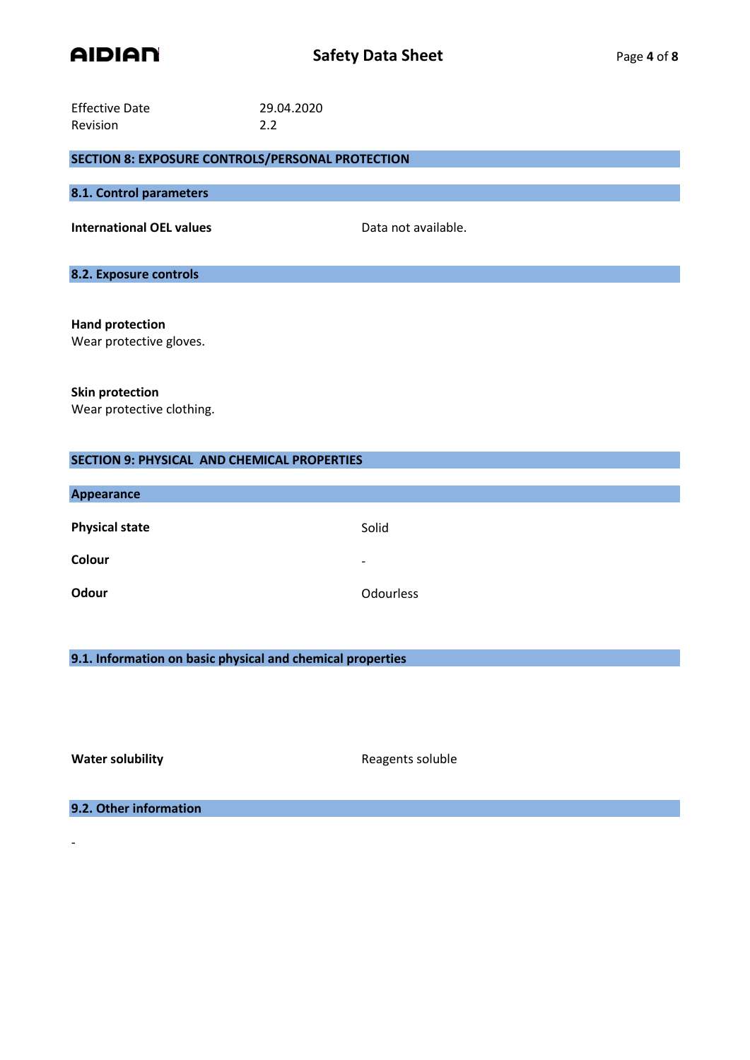Effective Date 29.04.2020
Revision 2.2

## SECTION 8: EXPOSURE CONTROLS/PERSONAL PROTECTION

### 8.1. Control parameters

**International OEL values** Data not available.

### 8.2. Exposure controls

**Hand protection**
Wear protective gloves.

**Skin protection**
Wear protective clothing.

## SECTION 9: PHYSICAL AND CHEMICAL PROPERTIES

### Appearance

| | |
|---|---|
| **Physical state** | Solid |
| **Colour** | - |
| **Odour** | Odourless |

### 9.1. Information on basic physical and chemical properties

**Water solubility** Reagents soluble

### 9.2. Other information

-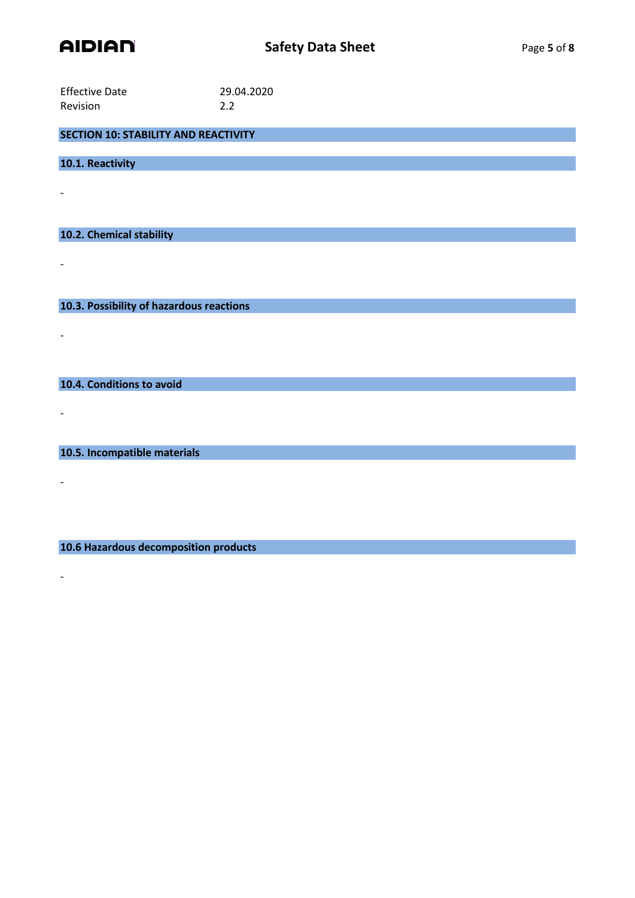Effective Date 29.04.2020
Revision 2.2

## SECTION 10: STABILITY AND REACTIVITY

### 10.1. Reactivity

-

### 10.2. Chemical stability

-

### 10.3. Possibility of hazardous reactions

-

### 10.4. Conditions to avoid

-

### 10.5. Incompatible materials

-

### 10.6 Hazardous decomposition products

-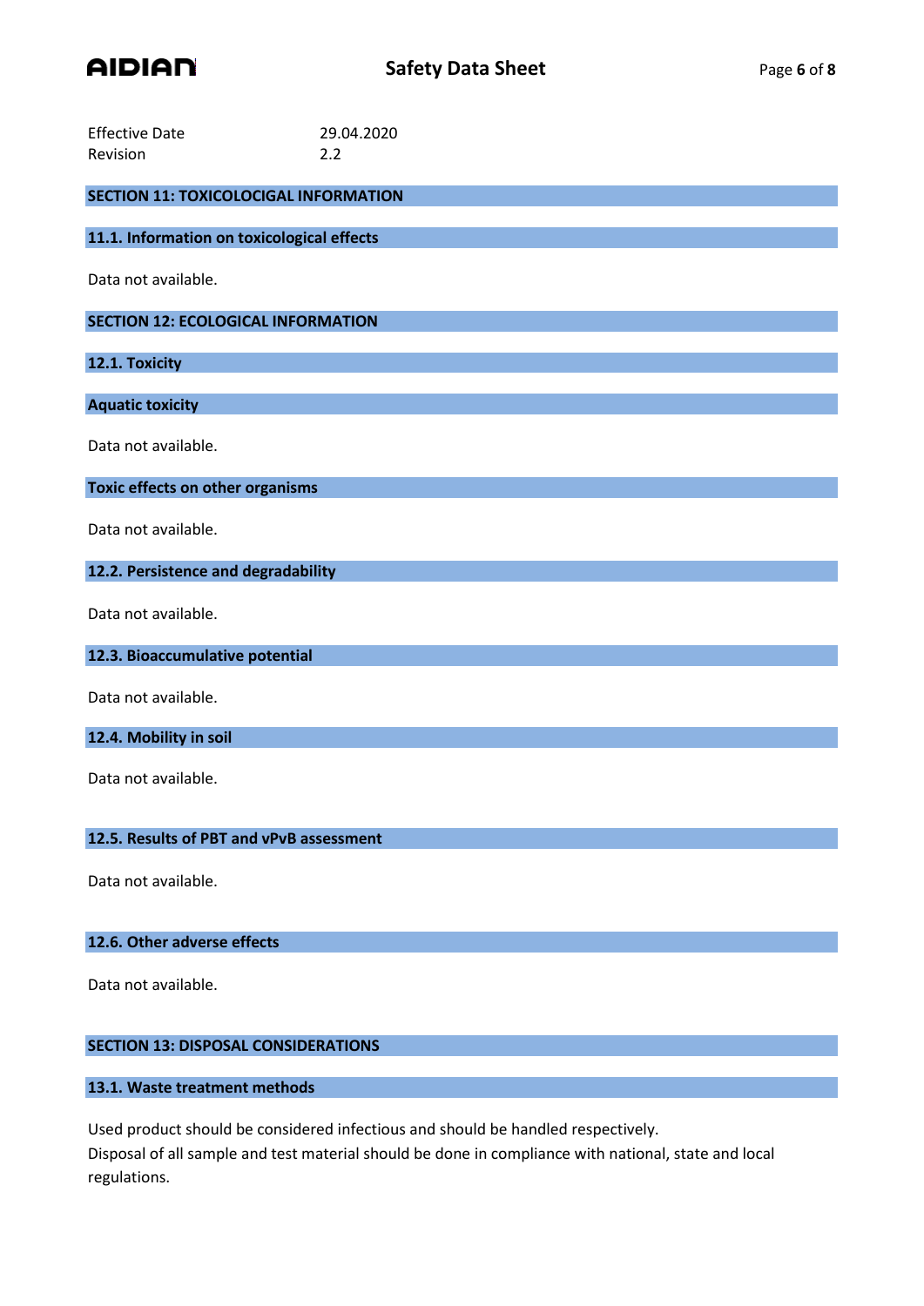Effective Date 29.04.2020
Revision 2.2

## SECTION 11: TOXICOLOCIGAL INFORMATION

### 11.1. Information on toxicological effects

Data not available.

## SECTION 12: ECOLOGICAL INFORMATION

### 12.1. Toxicity

#### Aquatic toxicity

Data not available.

#### Toxic effects on other organisms

Data not available.

### 12.2. Persistence and degradability

Data not available.

### 12.3. Bioaccumulative potential

Data not available.

### 12.4. Mobility in soil

Data not available.

### 12.5. Results of PBT and vPvB assessment

Data not available.

### 12.6. Other adverse effects

Data not available.

## SECTION 13: DISPOSAL CONSIDERATIONS

### 13.1. Waste treatment methods

Used product should be considered infectious and should be handled respectively.
Disposal of all sample and test material should be done in compliance with national, state and local regulations.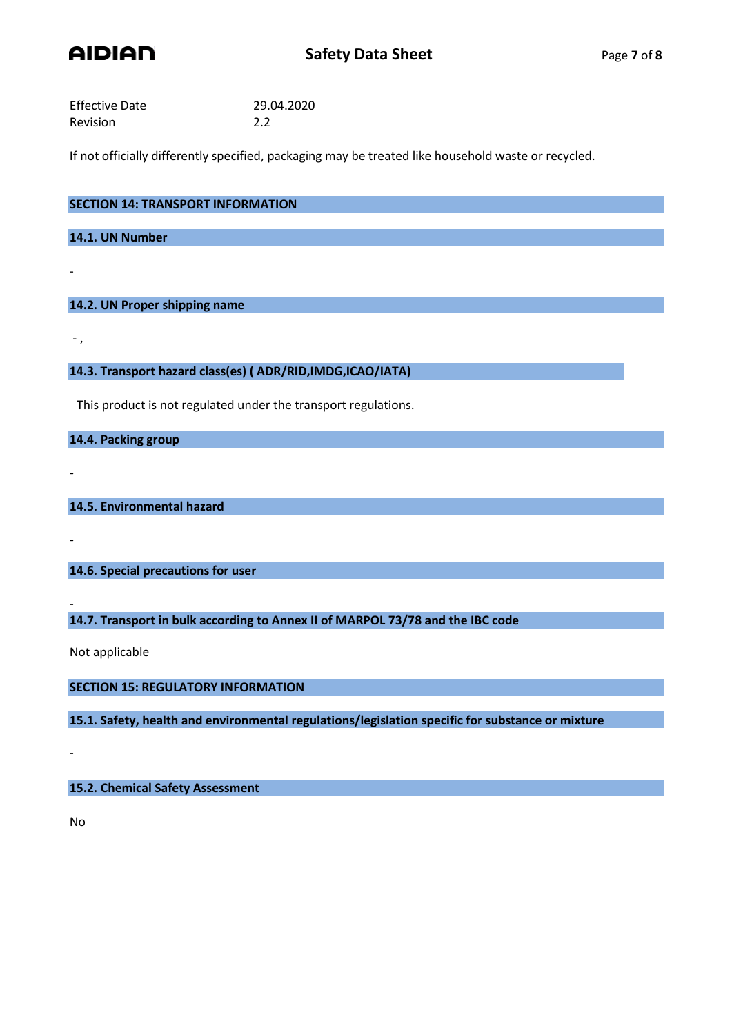Effective Date 29.04.2020
Revision 2.2

If not officially differently specified, packaging may be treated like household waste or recycled.

## SECTION 14: TRANSPORT INFORMATION

### 14.1. UN Number

-

### 14.2. UN Proper shipping name

- ,

### 14.3. Transport hazard class(es) ( ADR/RID,IMDG,ICAO/IATA)

This product is not regulated under the transport regulations.

### 14.4. Packing group

-

### 14.5. Environmental hazard

-

### 14.6. Special precautions for user

-

### 14.7. Transport in bulk according to Annex II of MARPOL 73/78 and the IBC code

Not applicable

## SECTION 15: REGULATORY INFORMATION

### 15.1. Safety, health and environmental regulations/legislation specific for substance or mixture

-

### 15.2. Chemical Safety Assessment

No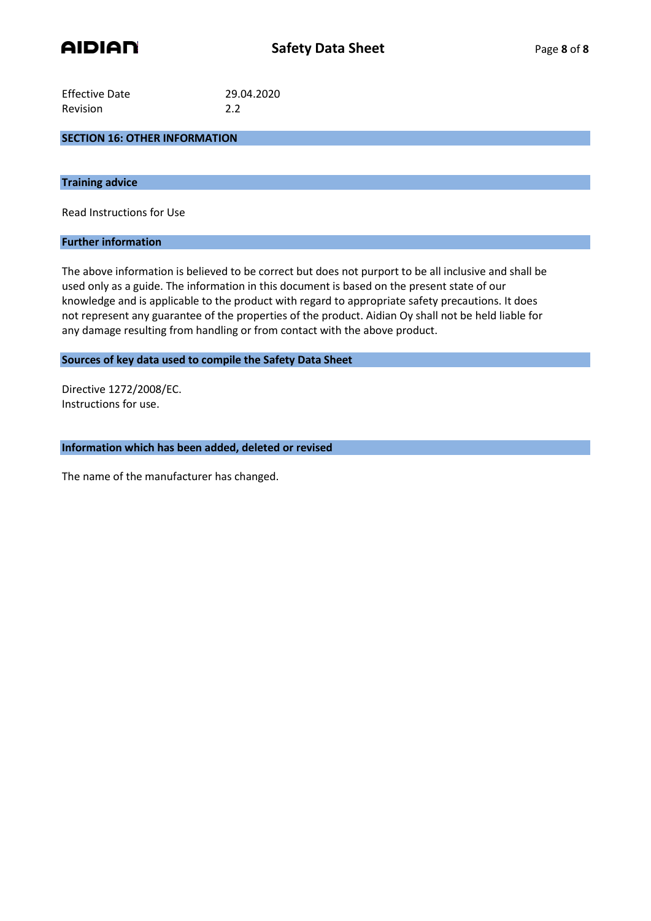Effective Date 29.04.2020
Revision 2.2

## SECTION 16: OTHER INFORMATION

### Training advice

Read Instructions for Use

### Further information

The above information is believed to be correct but does not purport to be all inclusive and shall be used only as a guide. The information in this document is based on the present state of our knowledge and is applicable to the product with regard to appropriate safety precautions. It does not represent any guarantee of the properties of the product. Aidian Oy shall not be held liable for any damage resulting from handling or from contact with the above product.

### Sources of key data used to compile the Safety Data Sheet

Directive 1272/2008/EC.
Instructions for use.

### Information which has been added, deleted or revised

The name of the manufacturer has changed.